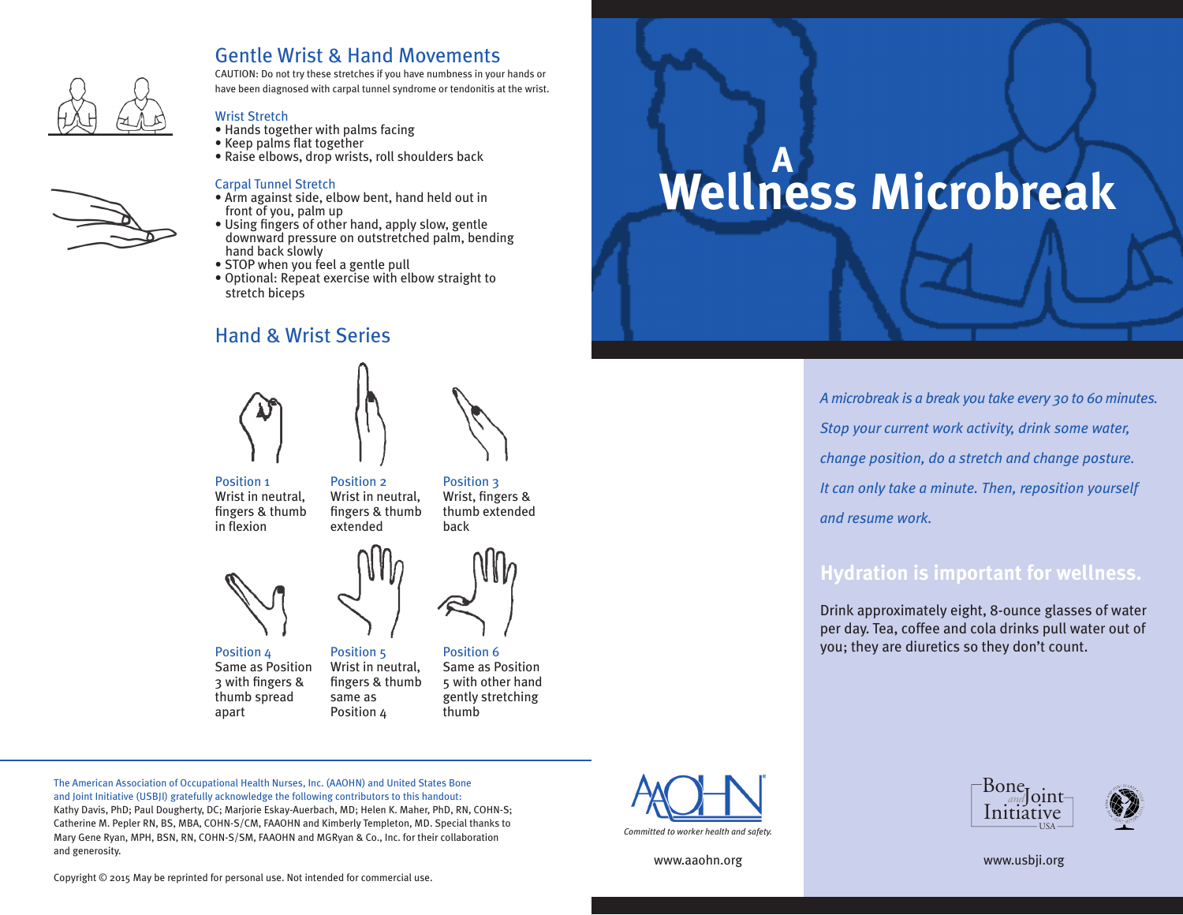# A Wellness Microbreak

*A microbreak is a break you take every 30 to 60 minutes. Stop your current work activity, drink some water, change position, do a stretch and change posture. It can only take a minute. Then, reposition yourself and resume work.*

## Hydration is important for wellness.

Drink approximately eight, 8-ounce glasses of water per day. Tea, coffee and cola drinks pull water out of you; they are diuretics so they don't count.

## Gentle Wrist & Hand Movements

CAUTION: Do not try these stretches if you have numbness in your hands or have been diagnosed with carpal tunnel syndrome or tendonitis at the wrist.

### Wrist Stretch

- Hands together with palms facing
- Keep palms flat together
- Raise elbows, drop wrists, roll shoulders back

### Carpal Tunnel Stretch

- Arm against side, elbow bent, hand held out in front of you, palm up
- Using fingers of other hand, apply slow, gentle downward pressure on outstretched palm, bending hand back slowly
- STOP when you feel a gentle pull
- Optional: Repeat exercise with elbow straight to stretch biceps

## Hand & Wrist Series

**Position 1**
Wrist in neutral, fingers & thumb in flexion

**Position 2**
Wrist in neutral, fingers & thumb extended

**Position 3**
Wrist, fingers & thumb extended back

**Position 4**
Same as Position 3 with fingers & thumb spread apart

**Position 5**
Wrist in neutral, fingers & thumb same as Position 4

**Position 6**
Same as Position 5 with other hand gently stretching thumb

The American Association of Occupational Health Nurses, Inc. (AAOHN) and United States Bone and Joint Initiative (USBJI) gratefully acknowledge the following contributors to this handout: Kathy Davis, PhD; Paul Dougherty, DC; Marjorie Eskay-Auerbach, MD; Helen K. Maher, PhD, RN, COHN-S; Catherine M. Pepler RN, BS, MBA, COHN-S/CM, FAAOHN and Kimberly Templeton, MD. Special thanks to Mary Gene Ryan, MPH, BSN, RN, COHN-S/SM, FAAOHN and MGRyan & Co., Inc. for their collaboration and generosity.

Copyright © 2015 May be reprinted for personal use. Not intended for commercial use.

AAOHN — *Committed to worker health and safety.*
www.aaohn.org

Bone and Joint Initiative USA
www.usbji.org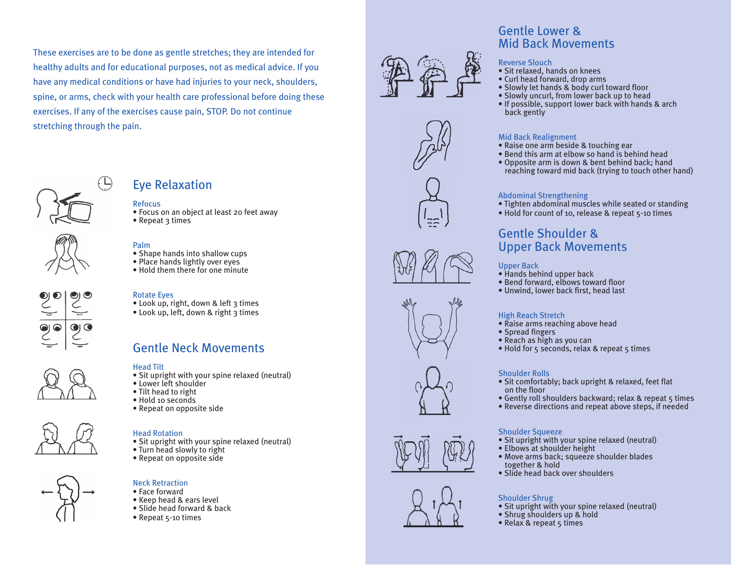These exercises are to be done as gentle stretches; they are intended for healthy adults and for educational purposes, not as medical advice. If you have any medical conditions or have had injuries to your neck, shoulders, spine, or arms, check with your health care professional before doing these exercises. If any of the exercises cause pain, STOP. Do not continue stretching through the pain.

## Eye Relaxation

### Refocus

- Focus on an object at least 20 feet away
- Repeat 3 times

### Palm

- Shape hands into shallow cups
- Place hands lightly over eyes
- Hold them there for one minute

### Rotate Eyes

- Look up, right, down & left 3 times
- Look up, left, down & right 3 times

## Gentle Neck Movements

### Head Tilt

- Sit upright with your spine relaxed (neutral)
- Lower left shoulder
- Tilt head to right
- Hold 10 seconds
- Repeat on opposite side

### Head Rotation

- Sit upright with your spine relaxed (neutral)
- Turn head slowly to right
- Repeat on opposite side

### Neck Retraction

- Face forward
- Keep head & ears level
- Slide head forward & back
- Repeat 5-10 times

## Gentle Lower & Mid Back Movements

### Reverse Slouch

- Sit relaxed, hands on knees
- Curl head forward, drop arms
- Slowly let hands & body curl toward floor
- Slowly uncurl, from lower back up to head
- If possible, support lower back with hands & arch back gently

### Mid Back Realignment

- Raise one arm beside & touching ear
- Bend this arm at elbow so hand is behind head
- Opposite arm is down & bent behind back; hand reaching toward mid back (trying to touch other hand)

### Abdominal Strengthening

- Tighten abdominal muscles while seated or standing
- Hold for count of 10, release & repeat 5-10 times

## Gentle Shoulder & Upper Back Movements

### Upper Back

- Hands behind upper back
- Bend forward, elbows toward floor
- Unwind, lower back first, head last

### High Reach Stretch

- Raise arms reaching above head
- Spread fingers
- Reach as high as you can
- Hold for 5 seconds, relax & repeat 5 times

### Shoulder Rolls

- Sit comfortably; back upright & relaxed, feet flat on the floor
- Gently roll shoulders backward; relax & repeat 5 times
- Reverse directions and repeat above steps, if needed

### Shoulder Squeeze

- Sit upright with your spine relaxed (neutral)
- Elbows at shoulder height
- Move arms back; squeeze shoulder blades together & hold
- Slide head back over shoulders

### Shoulder Shrug

- Sit upright with your spine relaxed (neutral)
- Shrug shoulders up & hold
- Relax & repeat 5 times